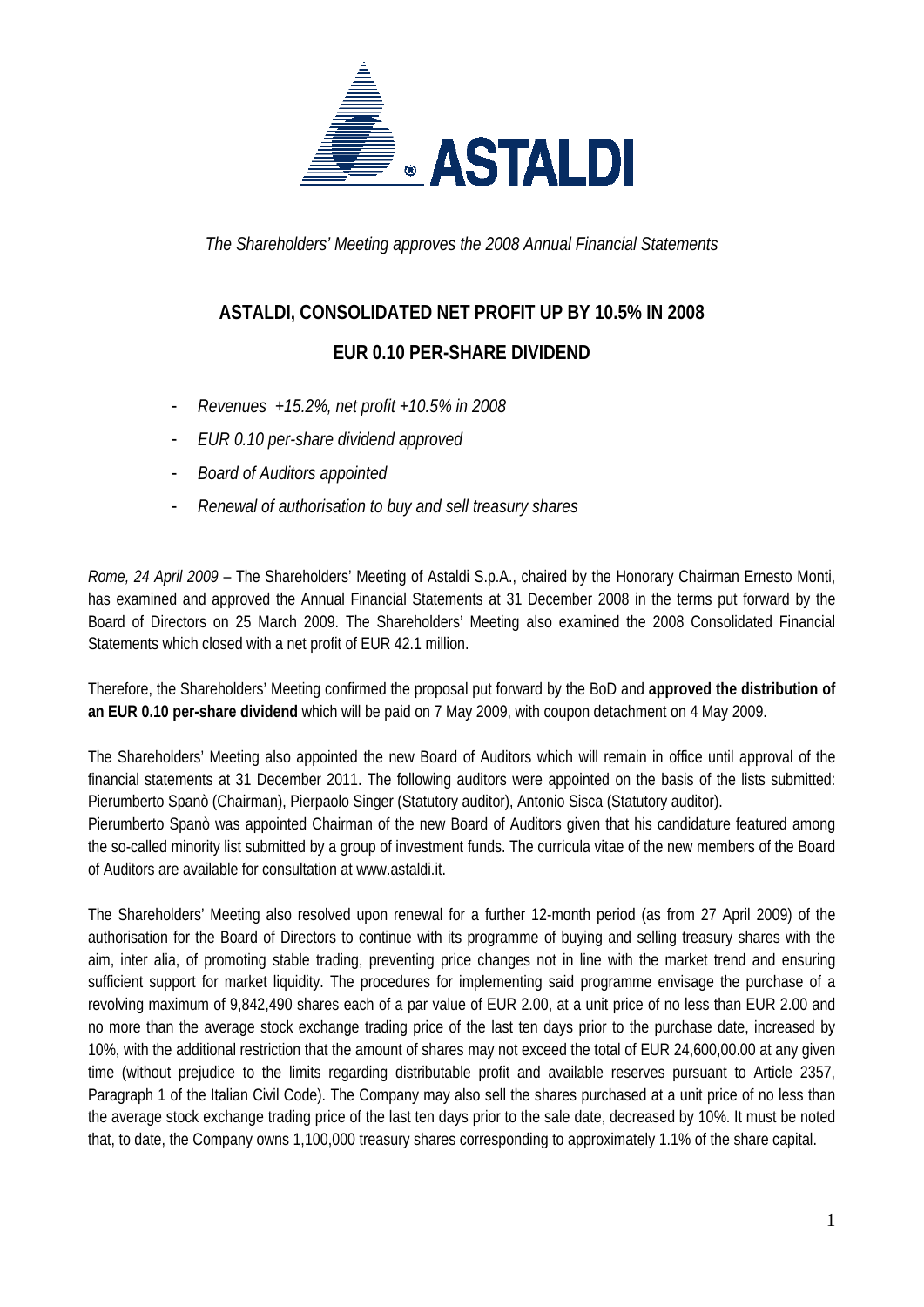*The Shareholders' Meeting approves the 2008 Annual Financial Statements*

# ASTALDI, CONSOLIDATED NET PROFIT UP BY 10.5% IN 2008

## EUR 0.10 PER-SHARE DIVIDEND

- *Revenues +15.2%, net profit +10.5% in 2008*
- *EUR 0.10 per-share dividend approved*
- *Board of Auditors appointed*
- *Renewal of authorisation to buy and sell treasury shares*

*Rome, 24 April 2009* – The Shareholders' Meeting of Astaldi S.p.A., chaired by the Honorary Chairman Ernesto Monti, has examined and approved the Annual Financial Statements at 31 December 2008 in the terms put forward by the Board of Directors on 25 March 2009. The Shareholders' Meeting also examined the 2008 Consolidated Financial Statements which closed with a net profit of EUR 42.1 million.

Therefore, the Shareholders' Meeting confirmed the proposal put forward by the BoD and **approved the distribution of an EUR 0.10 per-share dividend** which will be paid on 7 May 2009, with coupon detachment on 4 May 2009.

The Shareholders' Meeting also appointed the new Board of Auditors which will remain in office until approval of the financial statements at 31 December 2011. The following auditors were appointed on the basis of the lists submitted: Pierumberto Spanò (Chairman), Pierpaolo Singer (Statutory auditor), Antonio Sisca (Statutory auditor).
Pierumberto Spanò was appointed Chairman of the new Board of Auditors given that his candidature featured among the so-called minority list submitted by a group of investment funds. The curricula vitae of the new members of the Board of Auditors are available for consultation at www.astaldi.it.

The Shareholders' Meeting also resolved upon renewal for a further 12-month period (as from 27 April 2009) of the authorisation for the Board of Directors to continue with its programme of buying and selling treasury shares with the aim, inter alia, of promoting stable trading, preventing price changes not in line with the market trend and ensuring sufficient support for market liquidity. The procedures for implementing said programme envisage the purchase of a revolving maximum of 9,842,490 shares each of a par value of EUR 2.00, at a unit price of no less than EUR 2.00 and no more than the average stock exchange trading price of the last ten days prior to the purchase date, increased by 10%, with the additional restriction that the amount of shares may not exceed the total of EUR 24,600,00.00 at any given time (without prejudice to the limits regarding distributable profit and available reserves pursuant to Article 2357, Paragraph 1 of the Italian Civil Code). The Company may also sell the shares purchased at a unit price of no less than the average stock exchange trading price of the last ten days prior to the sale date, decreased by 10%. It must be noted that, to date, the Company owns 1,100,000 treasury shares corresponding to approximately 1.1% of the share capital.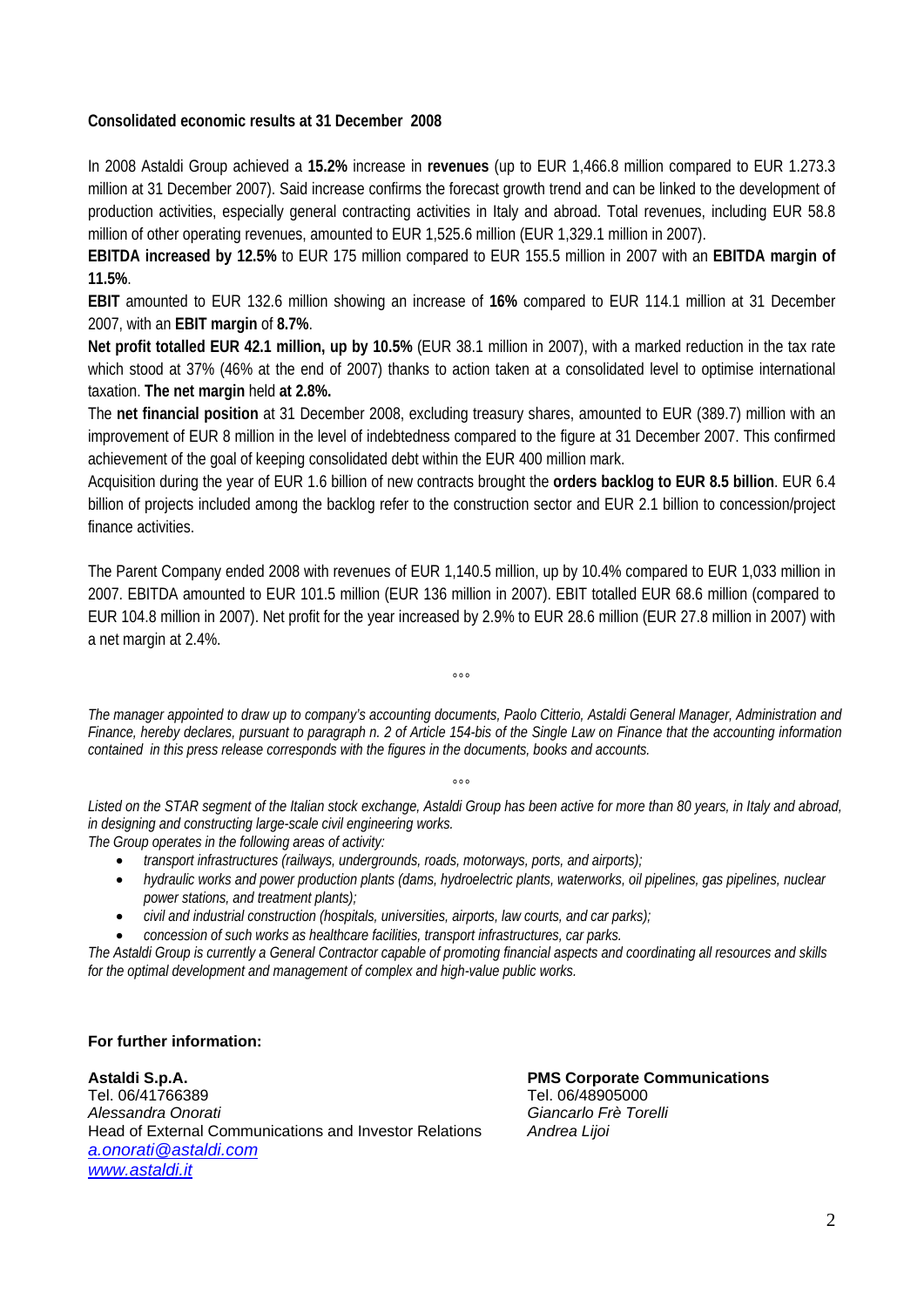**Consolidated economic results at 31 December 2008**

In 2008 Astaldi Group achieved a **15.2%** increase in **revenues** (up to EUR 1,466.8 million compared to EUR 1.273.3 million at 31 December 2007). Said increase confirms the forecast growth trend and can be linked to the development of production activities, especially general contracting activities in Italy and abroad. Total revenues, including EUR 58.8 million of other operating revenues, amounted to EUR 1,525.6 million (EUR 1,329.1 million in 2007).

**EBITDA increased by 12.5%** to EUR 175 million compared to EUR 155.5 million in 2007 with an **EBITDA margin of 11.5%**.

**EBIT** amounted to EUR 132.6 million showing an increase of **16%** compared to EUR 114.1 million at 31 December 2007, with an **EBIT margin** of **8.7%**.

**Net profit totalled EUR 42.1 million, up by 10.5%** (EUR 38.1 million in 2007), with a marked reduction in the tax rate which stood at 37% (46% at the end of 2007) thanks to action taken at a consolidated level to optimise international taxation. **The net margin** held **at 2.8%.**

The **net financial position** at 31 December 2008, excluding treasury shares, amounted to EUR (389.7) million with an improvement of EUR 8 million in the level of indebtedness compared to the figure at 31 December 2007. This confirmed achievement of the goal of keeping consolidated debt within the EUR 400 million mark.

Acquisition during the year of EUR 1.6 billion of new contracts brought the **orders backlog to EUR 8.5 billion**. EUR 6.4 billion of projects included among the backlog refer to the construction sector and EUR 2.1 billion to concession/project finance activities.

The Parent Company ended 2008 with revenues of EUR 1,140.5 million, up by 10.4% compared to EUR 1,033 million in 2007. EBITDA amounted to EUR 101.5 million (EUR 136 million in 2007). EBIT totalled EUR 68.6 million (compared to EUR 104.8 million in 2007). Net profit for the year increased by 2.9% to EUR 28.6 million (EUR 27.8 million in 2007) with a net margin at 2.4%.

°°°

*The manager appointed to draw up to company's accounting documents, Paolo Citterio, Astaldi General Manager, Administration and Finance, hereby declares, pursuant to paragraph n. 2 of Article 154-bis of the Single Law on Finance that the accounting information contained in this press release corresponds with the figures in the documents, books and accounts.*

°°°

*Listed on the STAR segment of the Italian stock exchange, Astaldi Group has been active for more than 80 years, in Italy and abroad, in designing and constructing large-scale civil engineering works.*
*The Group operates in the following areas of activity:*

- *transport infrastructures (railways, undergrounds, roads, motorways, ports, and airports);*
- *hydraulic works and power production plants (dams, hydroelectric plants, waterworks, oil pipelines, gas pipelines, nuclear power stations, and treatment plants);*
- *civil and industrial construction (hospitals, universities, airports, law courts, and car parks);*
- *concession of such works as healthcare facilities, transport infrastructures, car parks.*

*The Astaldi Group is currently a General Contractor capable of promoting financial aspects and coordinating all resources and skills for the optimal development and management of complex and high-value public works.*

**For further information:**

**Astaldi S.p.A.**
Tel. 06/41766389
*Alessandra Onorati*
Head of External Communications and Investor Relations
*a.onorati@astaldi.com*
*www.astaldi.it*

**PMS Corporate Communications**
Tel. 06/48905000
*Giancarlo Frè Torelli*
*Andrea Lijoi*